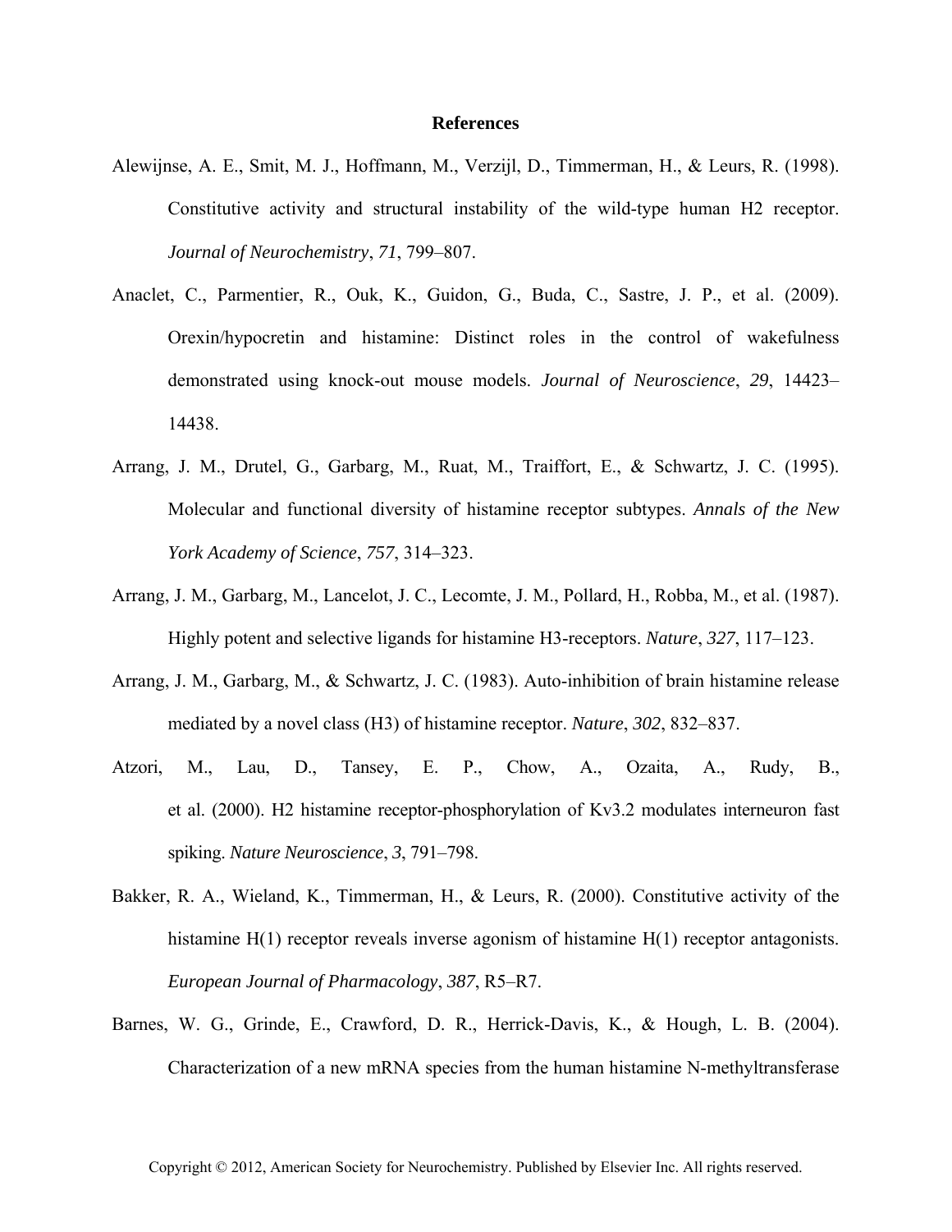# References

Alewijnse, A. E., Smit, M. J., Hoffmann, M., Verzijl, D., Timmerman, H., & Leurs, R. (1998). Constitutive activity and structural instability of the wild-type human H2 receptor. *Journal of Neurochemistry*, *71*, 799–807.

Anaclet, C., Parmentier, R., Ouk, K., Guidon, G., Buda, C., Sastre, J. P., et al. (2009). Orexin/hypocretin and histamine: Distinct roles in the control of wakefulness demonstrated using knock-out mouse models. *Journal of Neuroscience*, *29*, 14423–14438.

Arrang, J. M., Drutel, G., Garbarg, M., Ruat, M., Traiffort, E., & Schwartz, J. C. (1995). Molecular and functional diversity of histamine receptor subtypes. *Annals of the New York Academy of Science*, *757*, 314–323.

Arrang, J. M., Garbarg, M., Lancelot, J. C., Lecomte, J. M., Pollard, H., Robba, M., et al. (1987). Highly potent and selective ligands for histamine H3-receptors. *Nature*, *327*, 117–123.

Arrang, J. M., Garbarg, M., & Schwartz, J. C. (1983). Auto-inhibition of brain histamine release mediated by a novel class (H3) of histamine receptor. *Nature*, *302*, 832–837.

Atzori, M., Lau, D., Tansey, E. P., Chow, A., Ozaita, A., Rudy, B., et al. (2000). H2 histamine receptor-phosphorylation of Kv3.2 modulates interneuron fast spiking. *Nature Neuroscience*, *3*, 791–798.

Bakker, R. A., Wieland, K., Timmerman, H., & Leurs, R. (2000). Constitutive activity of the histamine H(1) receptor reveals inverse agonism of histamine H(1) receptor antagonists. *European Journal of Pharmacology*, *387*, R5–R7.

Barnes, W. G., Grinde, E., Crawford, D. R., Herrick-Davis, K., & Hough, L. B. (2004). Characterization of a new mRNA species from the human histamine N-methyltransferase

Copyright © 2012, American Society for Neurochemistry. Published by Elsevier Inc. All rights reserved.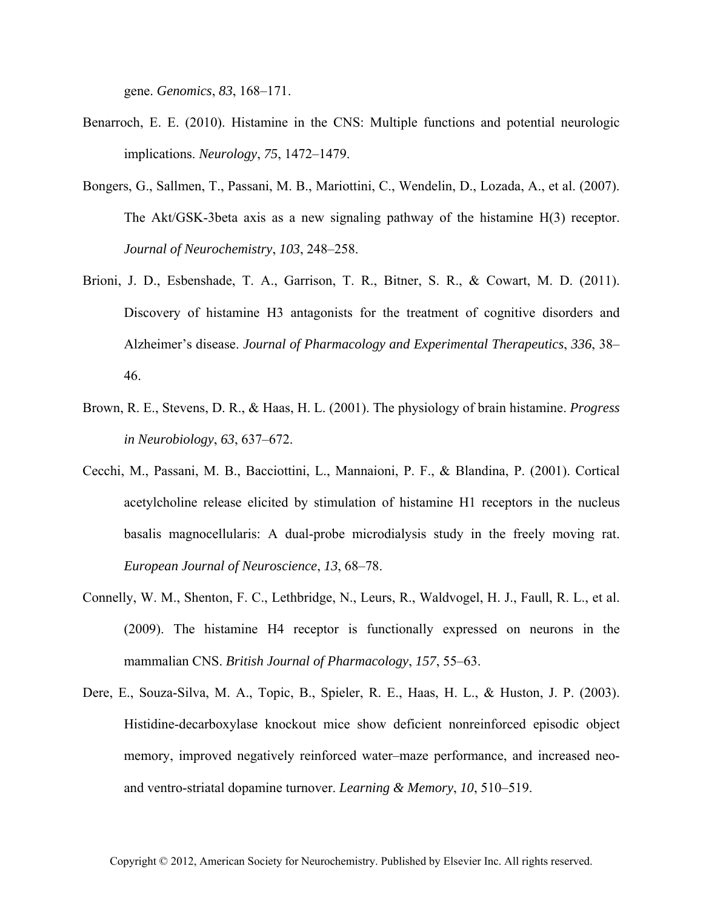gene. *Genomics*, *83*, 168–171.

Benarroch, E. E. (2010). Histamine in the CNS: Multiple functions and potential neurologic implications. *Neurology*, *75*, 1472–1479.

Bongers, G., Sallmen, T., Passani, M. B., Mariottini, C., Wendelin, D., Lozada, A., et al. (2007). The Akt/GSK-3beta axis as a new signaling pathway of the histamine H(3) receptor. *Journal of Neurochemistry*, *103*, 248–258.

Brioni, J. D., Esbenshade, T. A., Garrison, T. R., Bitner, S. R., & Cowart, M. D. (2011). Discovery of histamine H3 antagonists for the treatment of cognitive disorders and Alzheimer's disease. *Journal of Pharmacology and Experimental Therapeutics*, *336*, 38–46.

Brown, R. E., Stevens, D. R., & Haas, H. L. (2001). The physiology of brain histamine. *Progress in Neurobiology*, *63*, 637–672.

Cecchi, M., Passani, M. B., Bacciottini, L., Mannaioni, P. F., & Blandina, P. (2001). Cortical acetylcholine release elicited by stimulation of histamine H1 receptors in the nucleus basalis magnocellularis: A dual-probe microdialysis study in the freely moving rat. *European Journal of Neuroscience*, *13*, 68–78.

Connelly, W. M., Shenton, F. C., Lethbridge, N., Leurs, R., Waldvogel, H. J., Faull, R. L., et al. (2009). The histamine H4 receptor is functionally expressed on neurons in the mammalian CNS. *British Journal of Pharmacology*, *157*, 55–63.

Dere, E., Souza-Silva, M. A., Topic, B., Spieler, R. E., Haas, H. L., & Huston, J. P. (2003). Histidine-decarboxylase knockout mice show deficient nonreinforced episodic object memory, improved negatively reinforced water–maze performance, and increased neo- and ventro-striatal dopamine turnover. *Learning & Memory*, *10*, 510–519.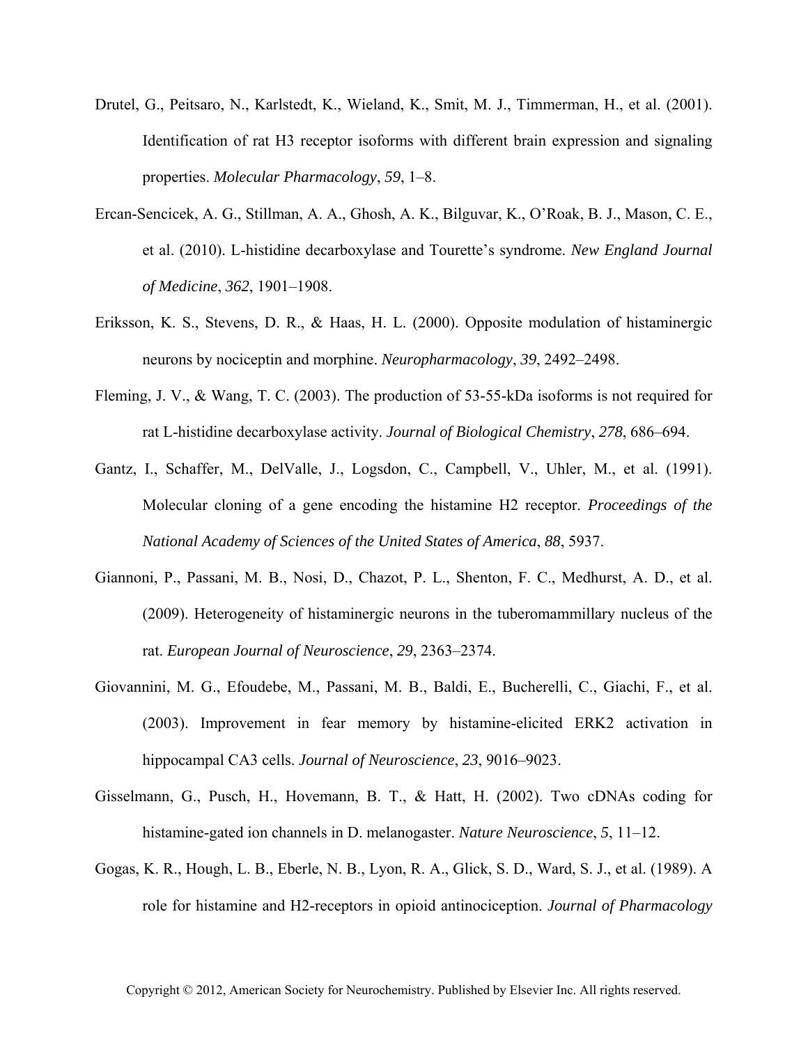Drutel, G., Peitsaro, N., Karlstedt, K., Wieland, K., Smit, M. J., Timmerman, H., et al. (2001). Identification of rat H3 receptor isoforms with different brain expression and signaling properties. *Molecular Pharmacology*, *59*, 1–8.

Ercan-Sencicek, A. G., Stillman, A. A., Ghosh, A. K., Bilguvar, K., O'Roak, B. J., Mason, C. E., et al. (2010). L-histidine decarboxylase and Tourette's syndrome. *New England Journal of Medicine*, *362*, 1901–1908.

Eriksson, K. S., Stevens, D. R., & Haas, H. L. (2000). Opposite modulation of histaminergic neurons by nociceptin and morphine. *Neuropharmacology*, *39*, 2492–2498.

Fleming, J. V., & Wang, T. C. (2003). The production of 53-55-kDa isoforms is not required for rat L-histidine decarboxylase activity. *Journal of Biological Chemistry*, *278*, 686–694.

Gantz, I., Schaffer, M., DelValle, J., Logsdon, C., Campbell, V., Uhler, M., et al. (1991). Molecular cloning of a gene encoding the histamine H2 receptor. *Proceedings of the National Academy of Sciences of the United States of America*, *88*, 5937.

Giannoni, P., Passani, M. B., Nosi, D., Chazot, P. L., Shenton, F. C., Medhurst, A. D., et al. (2009). Heterogeneity of histaminergic neurons in the tuberomammillary nucleus of the rat. *European Journal of Neuroscience*, *29*, 2363–2374.

Giovannini, M. G., Efoudebe, M., Passani, M. B., Baldi, E., Bucherelli, C., Giachi, F., et al. (2003). Improvement in fear memory by histamine-elicited ERK2 activation in hippocampal CA3 cells. *Journal of Neuroscience*, *23*, 9016–9023.

Gisselmann, G., Pusch, H., Hovemann, B. T., & Hatt, H. (2002). Two cDNAs coding for histamine-gated ion channels in D. melanogaster. *Nature Neuroscience*, *5*, 11–12.

Gogas, K. R., Hough, L. B., Eberle, N. B., Lyon, R. A., Glick, S. D., Ward, S. J., et al. (1989). A role for histamine and H2-receptors in opioid antinociception. *Journal of Pharmacology*

Copyright © 2012, American Society for Neurochemistry. Published by Elsevier Inc. All rights reserved.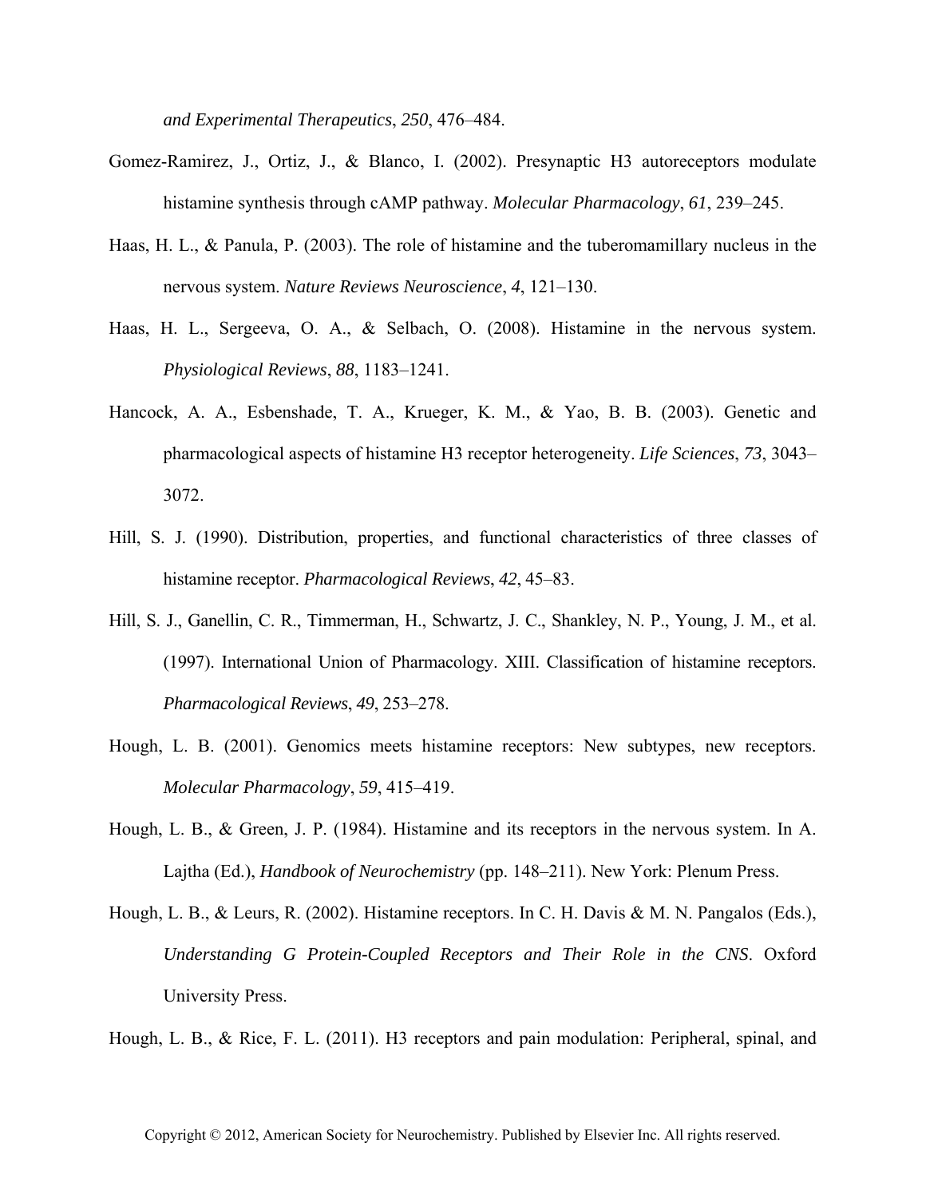*and Experimental Therapeutics*, *250*, 476–484.

Gomez-Ramirez, J., Ortiz, J., & Blanco, I. (2002). Presynaptic H3 autoreceptors modulate histamine synthesis through cAMP pathway. *Molecular Pharmacology*, *61*, 239–245.

Haas, H. L., & Panula, P. (2003). The role of histamine and the tuberomamillary nucleus in the nervous system. *Nature Reviews Neuroscience*, *4*, 121–130.

Haas, H. L., Sergeeva, O. A., & Selbach, O. (2008). Histamine in the nervous system. *Physiological Reviews*, *88*, 1183–1241.

Hancock, A. A., Esbenshade, T. A., Krueger, K. M., & Yao, B. B. (2003). Genetic and pharmacological aspects of histamine H3 receptor heterogeneity. *Life Sciences*, *73*, 3043–3072.

Hill, S. J. (1990). Distribution, properties, and functional characteristics of three classes of histamine receptor. *Pharmacological Reviews*, *42*, 45–83.

Hill, S. J., Ganellin, C. R., Timmerman, H., Schwartz, J. C., Shankley, N. P., Young, J. M., et al. (1997). International Union of Pharmacology. XIII. Classification of histamine receptors. *Pharmacological Reviews*, *49*, 253–278.

Hough, L. B. (2001). Genomics meets histamine receptors: New subtypes, new receptors. *Molecular Pharmacology*, *59*, 415–419.

Hough, L. B., & Green, J. P. (1984). Histamine and its receptors in the nervous system. In A. Lajtha (Ed.), *Handbook of Neurochemistry* (pp. 148–211). New York: Plenum Press.

Hough, L. B., & Leurs, R. (2002). Histamine receptors. In C. H. Davis & M. N. Pangalos (Eds.), *Understanding G Protein-Coupled Receptors and Their Role in the CNS*. Oxford University Press.

Hough, L. B., & Rice, F. L. (2011). H3 receptors and pain modulation: Peripheral, spinal, and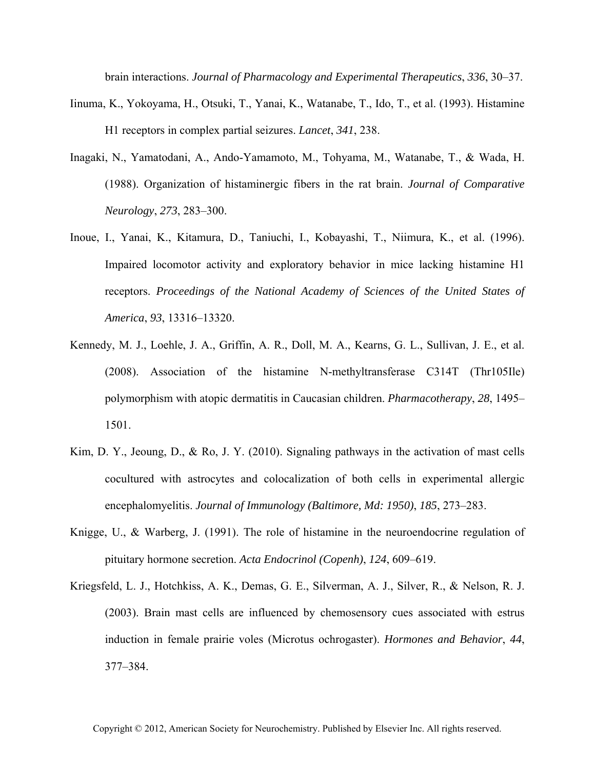brain interactions. *Journal of Pharmacology and Experimental Therapeutics*, *336*, 30–37.

Iinuma, K., Yokoyama, H., Otsuki, T., Yanai, K., Watanabe, T., Ido, T., et al. (1993). Histamine H1 receptors in complex partial seizures. *Lancet*, *341*, 238.

Inagaki, N., Yamatodani, A., Ando-Yamamoto, M., Tohyama, M., Watanabe, T., & Wada, H. (1988). Organization of histaminergic fibers in the rat brain. *Journal of Comparative Neurology*, *273*, 283–300.

Inoue, I., Yanai, K., Kitamura, D., Taniuchi, I., Kobayashi, T., Niimura, K., et al. (1996). Impaired locomotor activity and exploratory behavior in mice lacking histamine H1 receptors. *Proceedings of the National Academy of Sciences of the United States of America*, *93*, 13316–13320.

Kennedy, M. J., Loehle, J. A., Griffin, A. R., Doll, M. A., Kearns, G. L., Sullivan, J. E., et al. (2008). Association of the histamine N-methyltransferase C314T (Thr105Ile) polymorphism with atopic dermatitis in Caucasian children. *Pharmacotherapy*, *28*, 1495–1501.

Kim, D. Y., Jeoung, D., & Ro, J. Y. (2010). Signaling pathways in the activation of mast cells cocultured with astrocytes and colocalization of both cells in experimental allergic encephalomyelitis. *Journal of Immunology (Baltimore, Md: 1950)*, *185*, 273–283.

Knigge, U., & Warberg, J. (1991). The role of histamine in the neuroendocrine regulation of pituitary hormone secretion. *Acta Endocrinol (Copenh)*, *124*, 609–619.

Kriegsfeld, L. J., Hotchkiss, A. K., Demas, G. E., Silverman, A. J., Silver, R., & Nelson, R. J. (2003). Brain mast cells are influenced by chemosensory cues associated with estrus induction in female prairie voles (Microtus ochrogaster). *Hormones and Behavior*, *44*, 377–384.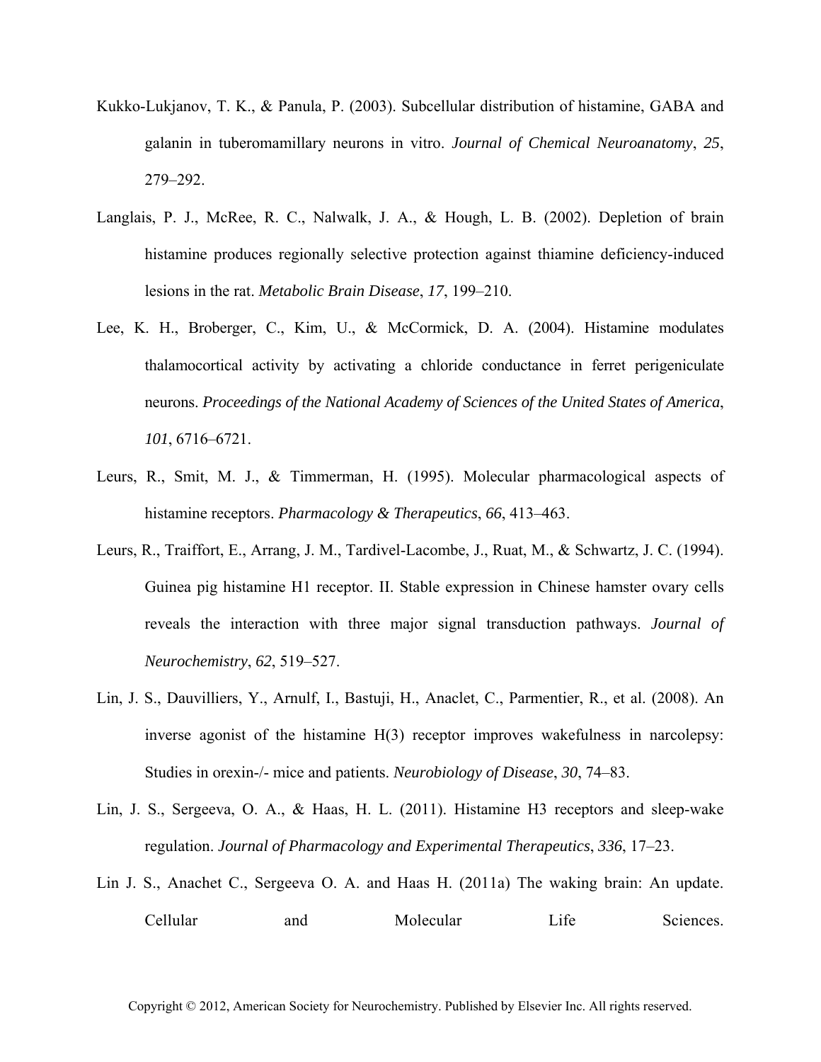Kukko-Lukjanov, T. K., & Panula, P. (2003). Subcellular distribution of histamine, GABA and galanin in tuberomamillary neurons in vitro. *Journal of Chemical Neuroanatomy*, *25*, 279–292.

Langlais, P. J., McRee, R. C., Nalwalk, J. A., & Hough, L. B. (2002). Depletion of brain histamine produces regionally selective protection against thiamine deficiency-induced lesions in the rat. *Metabolic Brain Disease*, *17*, 199–210.

Lee, K. H., Broberger, C., Kim, U., & McCormick, D. A. (2004). Histamine modulates thalamocortical activity by activating a chloride conductance in ferret perigeniculate neurons. *Proceedings of the National Academy of Sciences of the United States of America*, *101*, 6716–6721.

Leurs, R., Smit, M. J., & Timmerman, H. (1995). Molecular pharmacological aspects of histamine receptors. *Pharmacology & Therapeutics*, *66*, 413–463.

Leurs, R., Traiffort, E., Arrang, J. M., Tardivel-Lacombe, J., Ruat, M., & Schwartz, J. C. (1994). Guinea pig histamine H1 receptor. II. Stable expression in Chinese hamster ovary cells reveals the interaction with three major signal transduction pathways. *Journal of Neurochemistry*, *62*, 519–527.

Lin, J. S., Dauvilliers, Y., Arnulf, I., Bastuji, H., Anaclet, C., Parmentier, R., et al. (2008). An inverse agonist of the histamine H(3) receptor improves wakefulness in narcolepsy: Studies in orexin-/- mice and patients. *Neurobiology of Disease*, *30*, 74–83.

Lin, J. S., Sergeeva, O. A., & Haas, H. L. (2011). Histamine H3 receptors and sleep-wake regulation. *Journal of Pharmacology and Experimental Therapeutics*, *336*, 17–23.

Lin J. S., Anachet C., Sergeeva O. A. and Haas H. (2011a) The waking brain: An update. Cellular and Molecular Life Sciences.

Copyright © 2012, American Society for Neurochemistry. Published by Elsevier Inc. All rights reserved.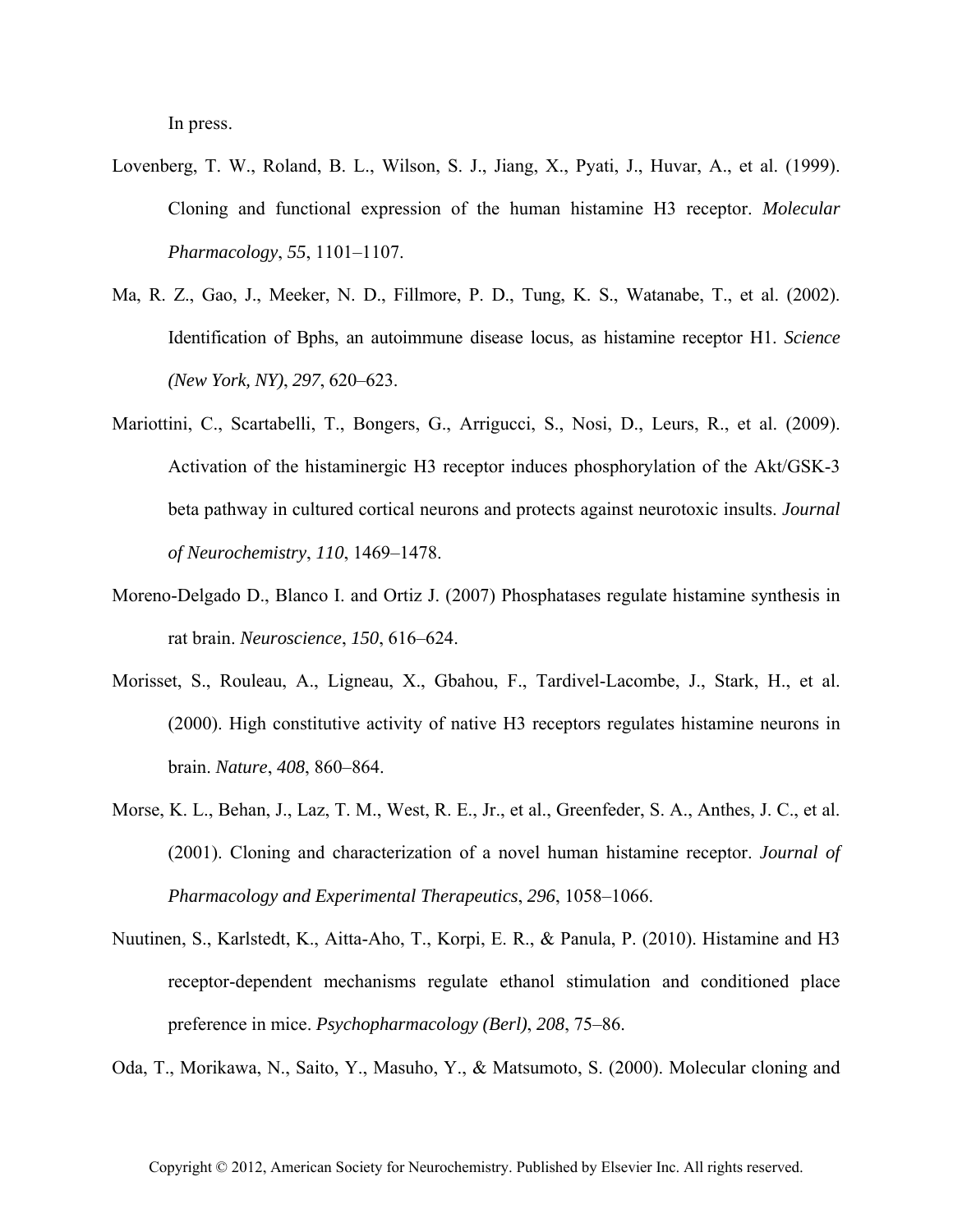In press.

Lovenberg, T. W., Roland, B. L., Wilson, S. J., Jiang, X., Pyati, J., Huvar, A., et al. (1999). Cloning and functional expression of the human histamine H3 receptor. *Molecular Pharmacology*, *55*, 1101–1107.

Ma, R. Z., Gao, J., Meeker, N. D., Fillmore, P. D., Tung, K. S., Watanabe, T., et al. (2002). Identification of Bphs, an autoimmune disease locus, as histamine receptor H1. *Science (New York, NY)*, *297*, 620–623.

Mariottini, C., Scartabelli, T., Bongers, G., Arrigucci, S., Nosi, D., Leurs, R., et al. (2009). Activation of the histaminergic H3 receptor induces phosphorylation of the Akt/GSK-3 beta pathway in cultured cortical neurons and protects against neurotoxic insults. *Journal of Neurochemistry*, *110*, 1469–1478.

Moreno-Delgado D., Blanco I. and Ortiz J. (2007) Phosphatases regulate histamine synthesis in rat brain. *Neuroscience*, *150*, 616–624.

Morisset, S., Rouleau, A., Ligneau, X., Gbahou, F., Tardivel-Lacombe, J., Stark, H., et al. (2000). High constitutive activity of native H3 receptors regulates histamine neurons in brain. *Nature*, *408*, 860–864.

Morse, K. L., Behan, J., Laz, T. M., West, R. E., Jr., et al., Greenfeder, S. A., Anthes, J. C., et al. (2001). Cloning and characterization of a novel human histamine receptor. *Journal of Pharmacology and Experimental Therapeutics*, *296*, 1058–1066.

Nuutinen, S., Karlstedt, K., Aitta-Aho, T., Korpi, E. R., & Panula, P. (2010). Histamine and H3 receptor-dependent mechanisms regulate ethanol stimulation and conditioned place preference in mice. *Psychopharmacology (Berl)*, *208*, 75–86.

Oda, T., Morikawa, N., Saito, Y., Masuho, Y., & Matsumoto, S. (2000). Molecular cloning and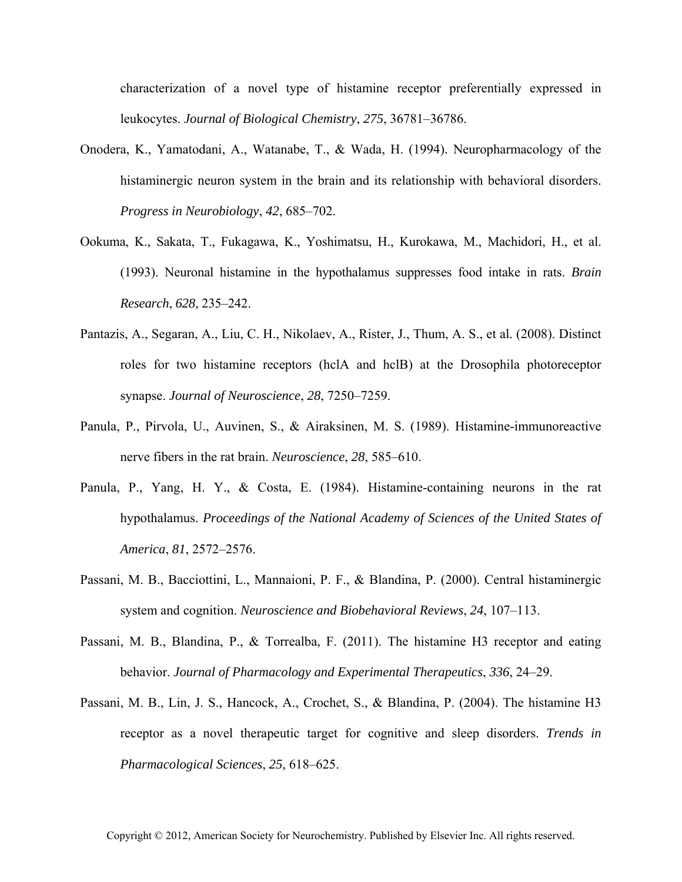characterization of a novel type of histamine receptor preferentially expressed in leukocytes. *Journal of Biological Chemistry*, *275*, 36781–36786.

Onodera, K., Yamatodani, A., Watanabe, T., & Wada, H. (1994). Neuropharmacology of the histaminergic neuron system in the brain and its relationship with behavioral disorders. *Progress in Neurobiology*, *42*, 685–702.

Ookuma, K., Sakata, T., Fukagawa, K., Yoshimatsu, H., Kurokawa, M., Machidori, H., et al. (1993). Neuronal histamine in the hypothalamus suppresses food intake in rats. *Brain Research*, *628*, 235–242.

Pantazis, A., Segaran, A., Liu, C. H., Nikolaev, A., Rister, J., Thum, A. S., et al. (2008). Distinct roles for two histamine receptors (hclA and hclB) at the Drosophila photoreceptor synapse. *Journal of Neuroscience*, *28*, 7250–7259.

Panula, P., Pirvola, U., Auvinen, S., & Airaksinen, M. S. (1989). Histamine-immunoreactive nerve fibers in the rat brain. *Neuroscience*, *28*, 585–610.

Panula, P., Yang, H. Y., & Costa, E. (1984). Histamine-containing neurons in the rat hypothalamus. *Proceedings of the National Academy of Sciences of the United States of America*, *81*, 2572–2576.

Passani, M. B., Bacciottini, L., Mannaioni, P. F., & Blandina, P. (2000). Central histaminergic system and cognition. *Neuroscience and Biobehavioral Reviews*, *24*, 107–113.

Passani, M. B., Blandina, P., & Torrealba, F. (2011). The histamine H3 receptor and eating behavior. *Journal of Pharmacology and Experimental Therapeutics*, *336*, 24–29.

Passani, M. B., Lin, J. S., Hancock, A., Crochet, S., & Blandina, P. (2004). The histamine H3 receptor as a novel therapeutic target for cognitive and sleep disorders. *Trends in Pharmacological Sciences*, *25*, 618–625.

Copyright © 2012, American Society for Neurochemistry. Published by Elsevier Inc. All rights reserved.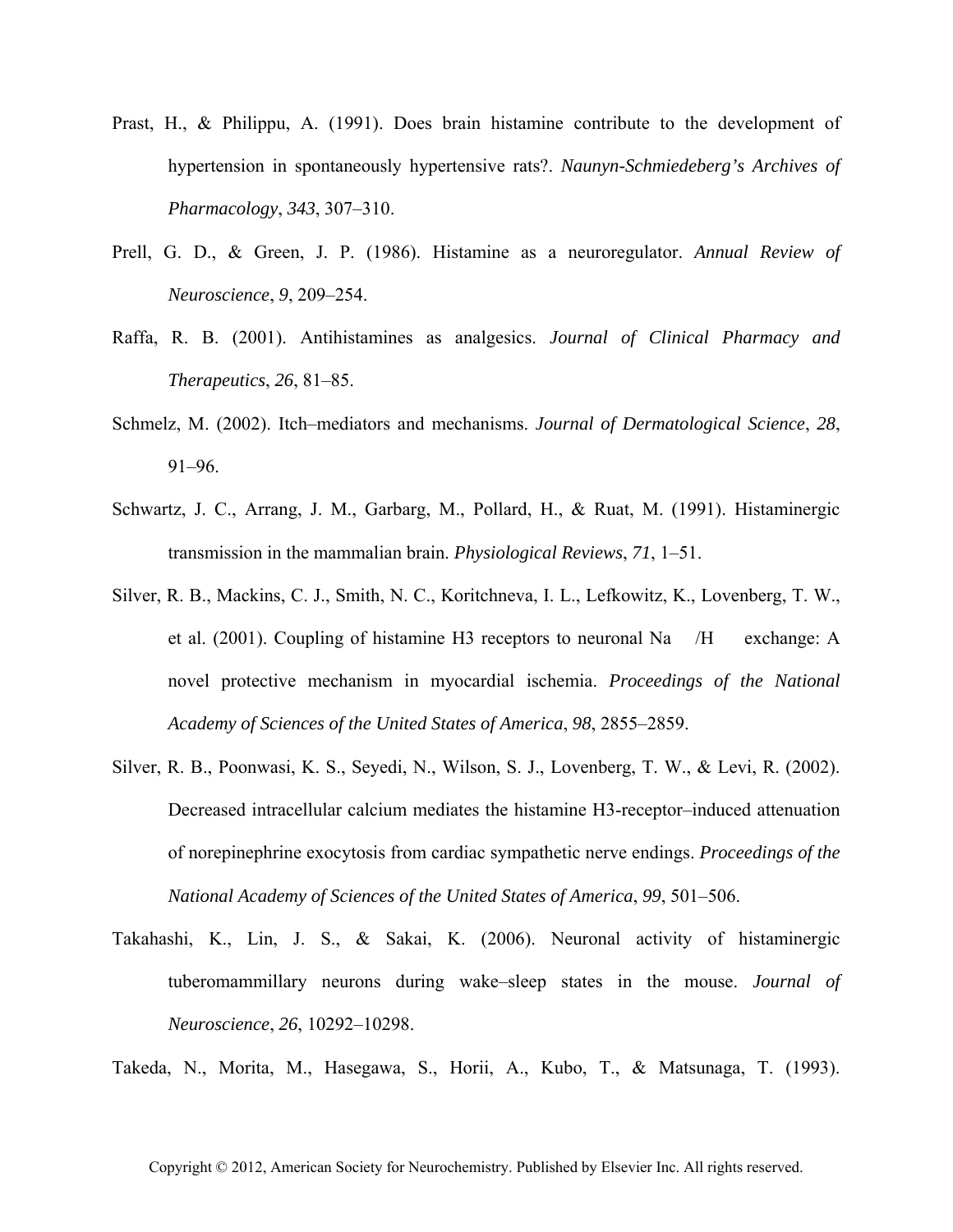Prast, H., & Philippu, A. (1991). Does brain histamine contribute to the development of hypertension in spontaneously hypertensive rats?. *Naunyn-Schmiedeberg's Archives of Pharmacology*, *343*, 307–310.

Prell, G. D., & Green, J. P. (1986). Histamine as a neuroregulator. *Annual Review of Neuroscience*, *9*, 209–254.

Raffa, R. B. (2001). Antihistamines as analgesics. *Journal of Clinical Pharmacy and Therapeutics*, *26*, 81–85.

Schmelz, M. (2002). Itch–mediators and mechanisms. *Journal of Dermatological Science*, *28*, 91–96.

Schwartz, J. C., Arrang, J. M., Garbarg, M., Pollard, H., & Ruat, M. (1991). Histaminergic transmission in the mammalian brain. *Physiological Reviews*, *71*, 1–51.

Silver, R. B., Mackins, C. J., Smith, N. C., Koritchneva, I. L., Lefkowitz, K., Lovenberg, T. W., et al. (2001). Coupling of histamine H3 receptors to neuronal Na /H exchange: A novel protective mechanism in myocardial ischemia. *Proceedings of the National Academy of Sciences of the United States of America*, *98*, 2855–2859.

Silver, R. B., Poonwasi, K. S., Seyedi, N., Wilson, S. J., Lovenberg, T. W., & Levi, R. (2002). Decreased intracellular calcium mediates the histamine H3-receptor–induced attenuation of norepinephrine exocytosis from cardiac sympathetic nerve endings. *Proceedings of the National Academy of Sciences of the United States of America*, *99*, 501–506.

Takahashi, K., Lin, J. S., & Sakai, K. (2006). Neuronal activity of histaminergic tuberomammillary neurons during wake–sleep states in the mouse. *Journal of Neuroscience*, *26*, 10292–10298.

Takeda, N., Morita, M., Hasegawa, S., Horii, A., Kubo, T., & Matsunaga, T. (1993).

Copyright © 2012, American Society for Neurochemistry. Published by Elsevier Inc. All rights reserved.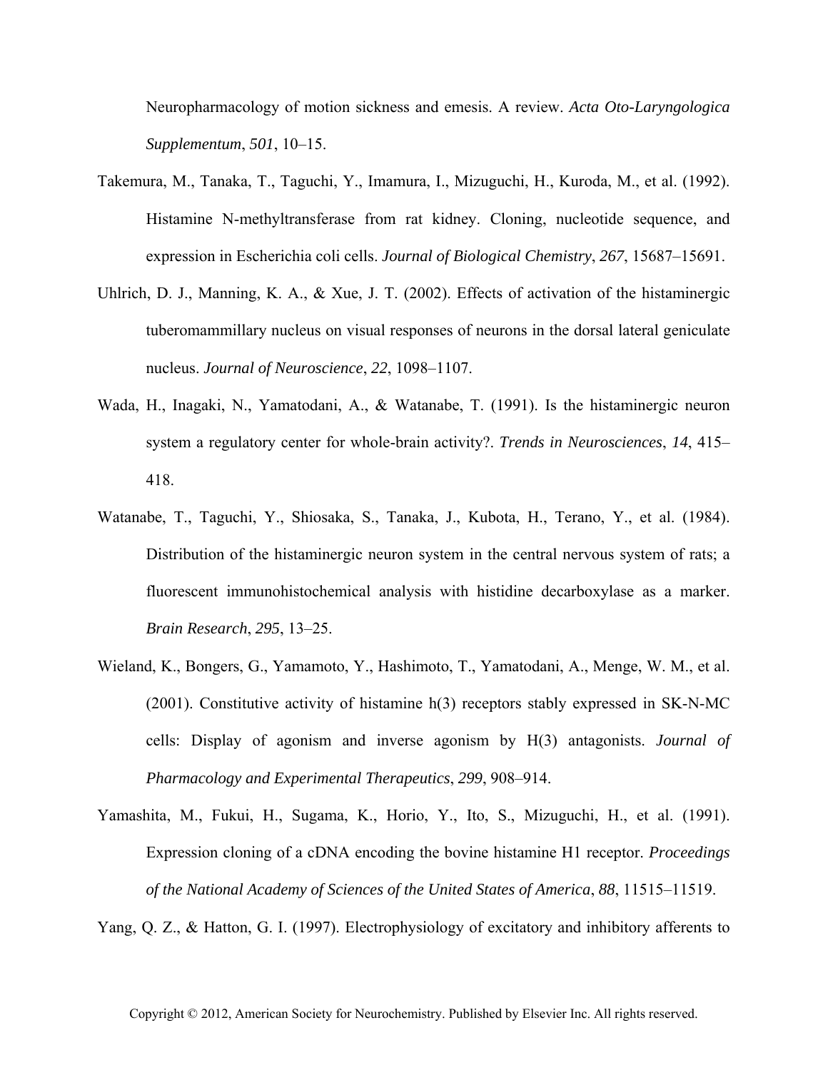Neuropharmacology of motion sickness and emesis. A review. *Acta Oto-Laryngologica Supplementum*, *501*, 10–15.

Takemura, M., Tanaka, T., Taguchi, Y., Imamura, I., Mizuguchi, H., Kuroda, M., et al. (1992). Histamine N-methyltransferase from rat kidney. Cloning, nucleotide sequence, and expression in Escherichia coli cells. *Journal of Biological Chemistry*, *267*, 15687–15691.

Uhlrich, D. J., Manning, K. A., & Xue, J. T. (2002). Effects of activation of the histaminergic tuberomammillary nucleus on visual responses of neurons in the dorsal lateral geniculate nucleus. *Journal of Neuroscience*, *22*, 1098–1107.

Wada, H., Inagaki, N., Yamatodani, A., & Watanabe, T. (1991). Is the histaminergic neuron system a regulatory center for whole-brain activity?. *Trends in Neurosciences*, *14*, 415–418.

Watanabe, T., Taguchi, Y., Shiosaka, S., Tanaka, J., Kubota, H., Terano, Y., et al. (1984). Distribution of the histaminergic neuron system in the central nervous system of rats; a fluorescent immunohistochemical analysis with histidine decarboxylase as a marker. *Brain Research*, *295*, 13–25.

Wieland, K., Bongers, G., Yamamoto, Y., Hashimoto, T., Yamatodani, A., Menge, W. M., et al. (2001). Constitutive activity of histamine h(3) receptors stably expressed in SK-N-MC cells: Display of agonism and inverse agonism by H(3) antagonists. *Journal of Pharmacology and Experimental Therapeutics*, *299*, 908–914.

Yamashita, M., Fukui, H., Sugama, K., Horio, Y., Ito, S., Mizuguchi, H., et al. (1991). Expression cloning of a cDNA encoding the bovine histamine H1 receptor. *Proceedings of the National Academy of Sciences of the United States of America*, *88*, 11515–11519.

Yang, Q. Z., & Hatton, G. I. (1997). Electrophysiology of excitatory and inhibitory afferents to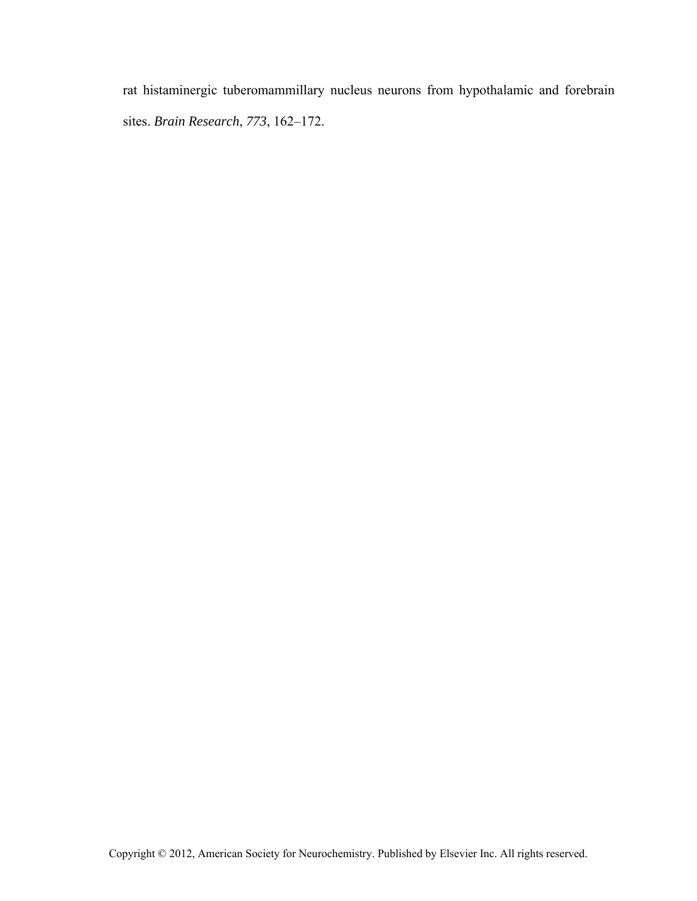rat histaminergic tuberomammillary nucleus neurons from hypothalamic and forebrain sites. *Brain Research*, *773*, 162–172.

Copyright © 2012, American Society for Neurochemistry. Published by Elsevier Inc. All rights reserved.